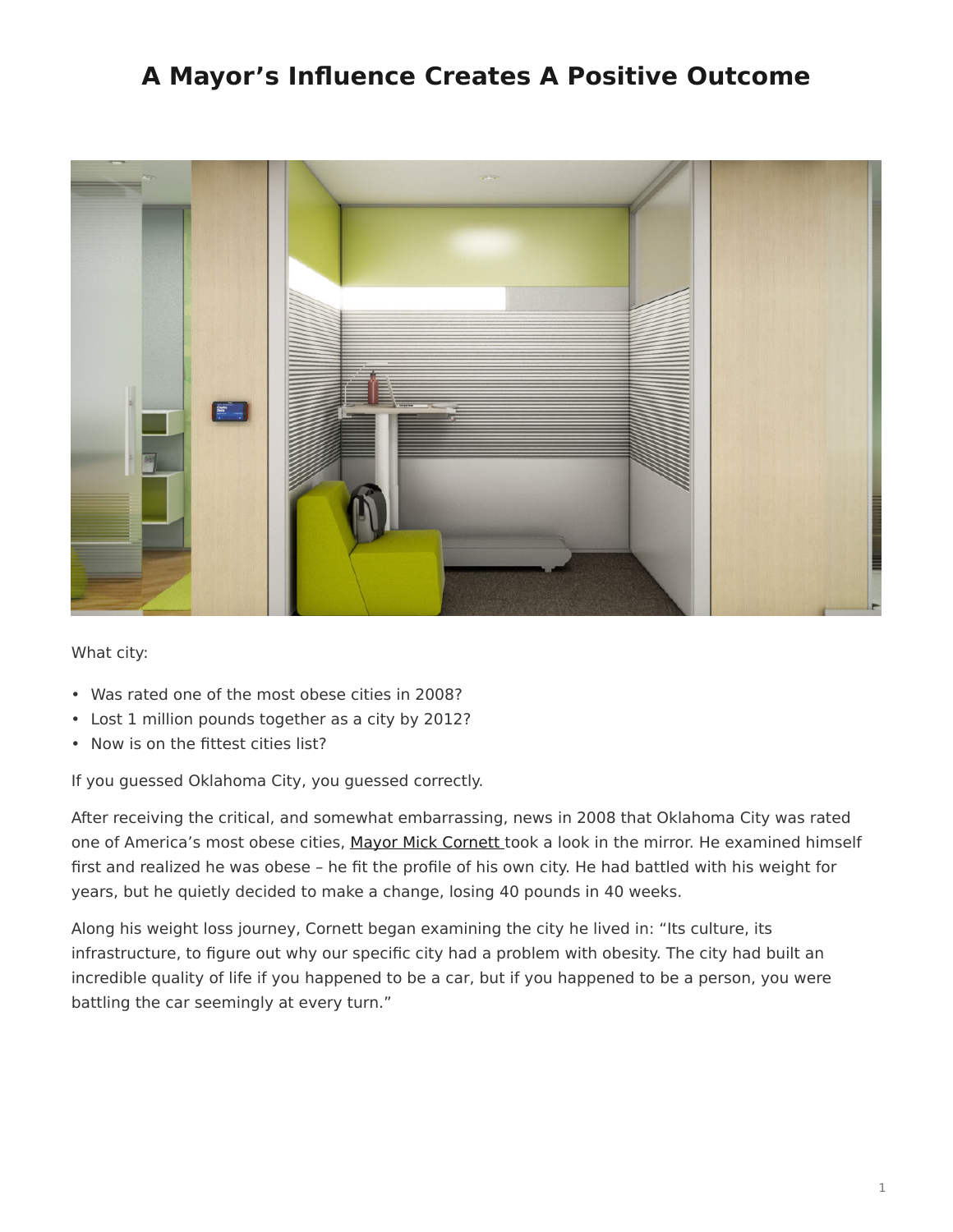# A Mayor's Influence Creates A Positive Outcome

What city:

- Was rated one of the most obese cities in 2008?
- Lost 1 million pounds together as a city by 2012?
- Now is on the fittest cities list?

If you guessed Oklahoma City, you guessed correctly.

After receiving the critical, and somewhat embarrassing, news in 2008 that Oklahoma City was rated one of America's most obese cities, Mayor Mick Cornett took a look in the mirror. He examined himself first and realized he was obese – he fit the profile of his own city. He had battled with his weight for years, but he quietly decided to make a change, losing 40 pounds in 40 weeks.

Along his weight loss journey, Cornett began examining the city he lived in: "Its culture, its infrastructure, to figure out why our specific city had a problem with obesity. The city had built an incredible quality of life if you happened to be a car, but if you happened to be a person, you were battling the car seemingly at every turn."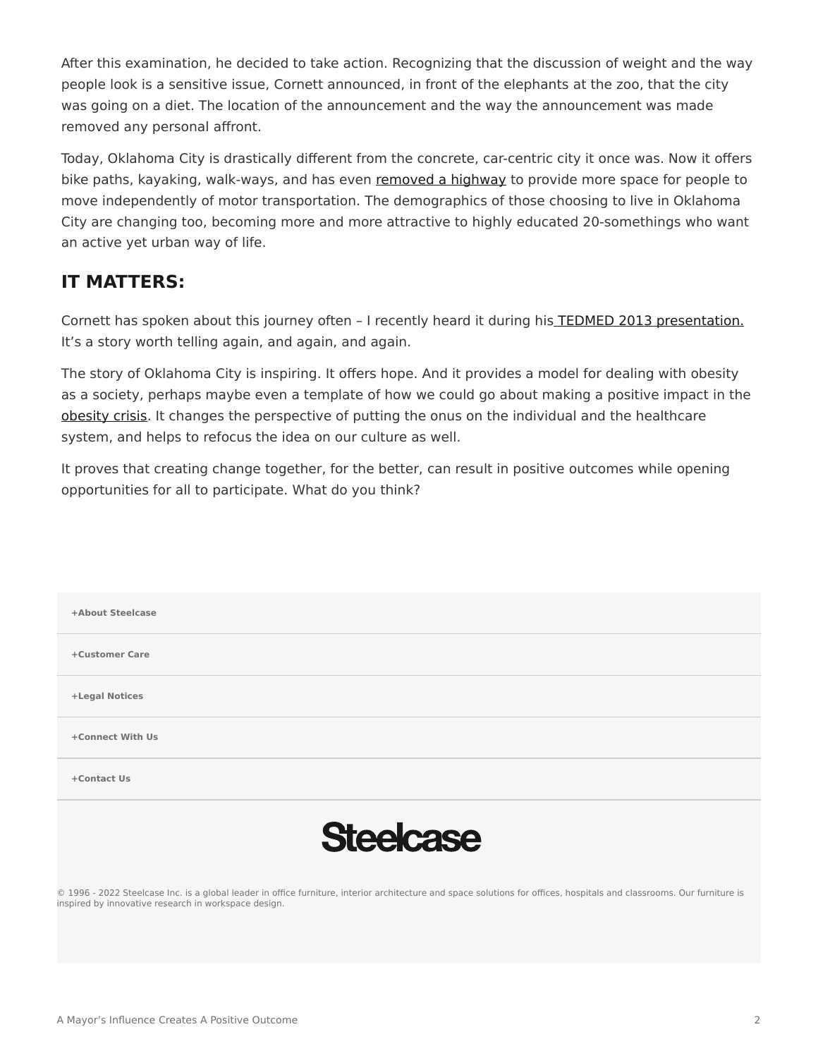After this examination, he decided to take action. Recognizing that the discussion of weight and the way people look is a sensitive issue, Cornett announced, in front of the elephants at the zoo, that the city was going on a diet. The location of the announcement and the way the announcement was made removed any personal affront.

Today, Oklahoma City is drastically different from the concrete, car-centric city it once was. Now it offers bike paths, kayaking, walk-ways, and has even removed a highway to provide more space for people to move independently of motor transportation. The demographics of those choosing to live in Oklahoma City are changing too, becoming more and more attractive to highly educated 20-somethings who want an active yet urban way of life.

## IT MATTERS:

Cornett has spoken about this journey often – I recently heard it during his TEDMED 2013 presentation. It's a story worth telling again, and again, and again.

The story of Oklahoma City is inspiring. It offers hope. And it provides a model for dealing with obesity as a society, perhaps maybe even a template of how we could go about making a positive impact in the obesity crisis. It changes the perspective of putting the onus on the individual and the healthcare system, and helps to refocus the idea on our culture as well.

It proves that creating change together, for the better, can result in positive outcomes while opening opportunities for all to participate. What do you think?

**+About Steelcase**

**+Customer Care**

**+Legal Notices**

**+Connect With Us**

**+Contact Us**

Steelcase

© 1996 - 2022 Steelcase Inc. is a global leader in office furniture, interior architecture and space solutions for offices, hospitals and classrooms. Our furniture is inspired by innovative research in workspace design.